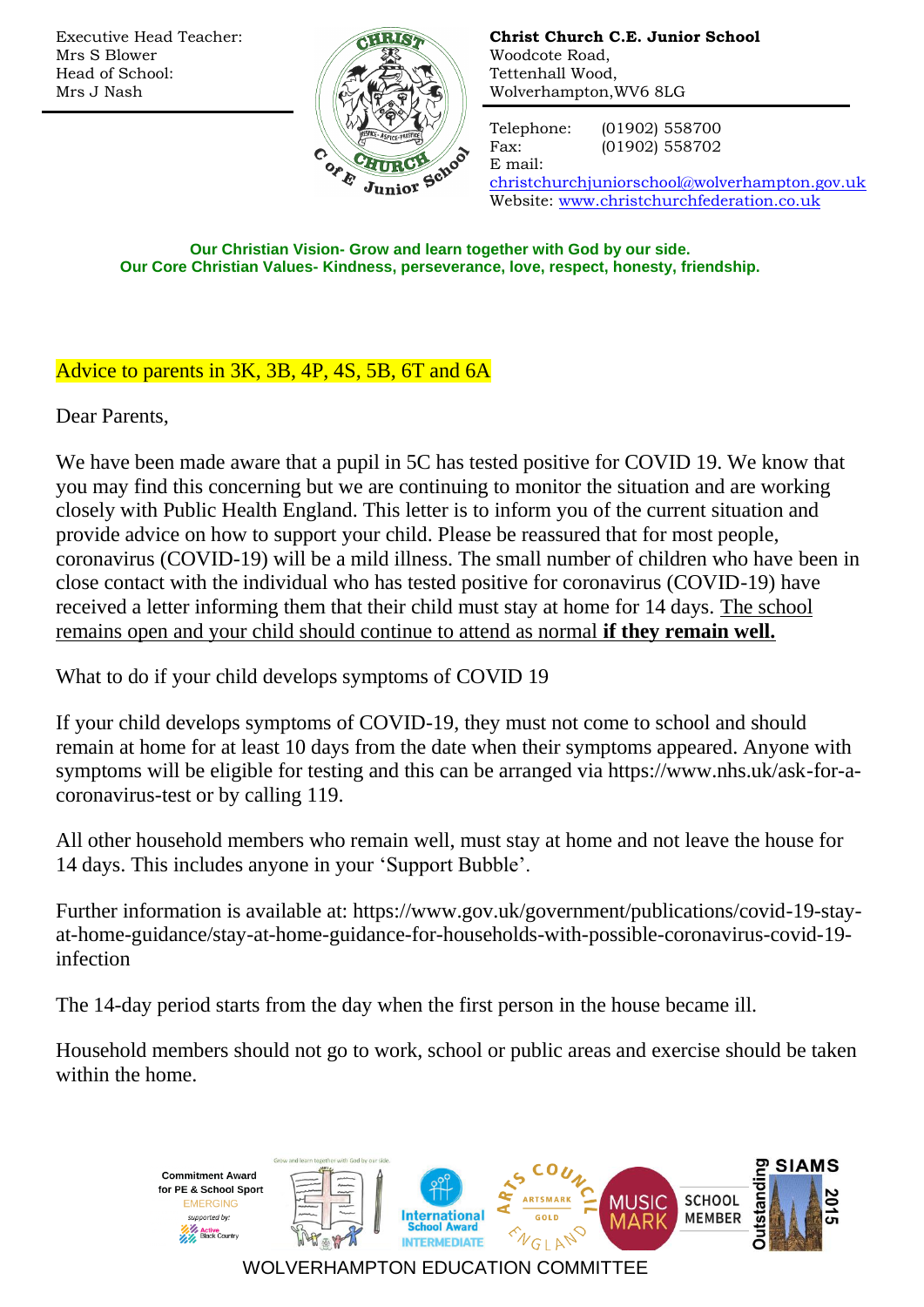Executive Head Teacher:
Mrs S Blower
Head of School:
Mrs J Nash

**Christ Church C.E. Junior School**
Woodcote Road,
Tettenhall Wood,
Wolverhampton,WV6 8LG

Telephone: (01902) 558700
Fax: (01902) 558702
E mail: christchurchjuniorschool@wolverhampton.gov.uk
Website: www.christchurchfederation.co.uk

**Our Christian Vision- Grow and learn together with God by our side.**
**Our Core Christian Values- Kindness, perseverance, love, respect, honesty, friendship.**

Advice to parents in 3K, 3B, 4P, 4S, 5B, 6T and 6A

Dear Parents,

We have been made aware that a pupil in 5C has tested positive for COVID 19. We know that you may find this concerning but we are continuing to monitor the situation and are working closely with Public Health England. This letter is to inform you of the current situation and provide advice on how to support your child. Please be reassured that for most people, coronavirus (COVID-19) will be a mild illness. The small number of children who have been in close contact with the individual who has tested positive for coronavirus (COVID-19) have received a letter informing them that their child must stay at home for 14 days. The school remains open and your child should continue to attend as normal **if they remain well.**

What to do if your child develops symptoms of COVID 19

If your child develops symptoms of COVID-19, they must not come to school and should remain at home for at least 10 days from the date when their symptoms appeared. Anyone with symptoms will be eligible for testing and this can be arranged via https://www.nhs.uk/ask-for-a-coronavirus-test or by calling 119.

All other household members who remain well, must stay at home and not leave the house for 14 days. This includes anyone in your 'Support Bubble'.

Further information is available at: https://www.gov.uk/government/publications/covid-19-stay-at-home-guidance/stay-at-home-guidance-for-households-with-possible-coronavirus-covid-19-infection

The 14-day period starts from the day when the first person in the house became ill.

Household members should not go to work, school or public areas and exercise should be taken within the home.

WOLVERHAMPTON EDUCATION COMMITTEE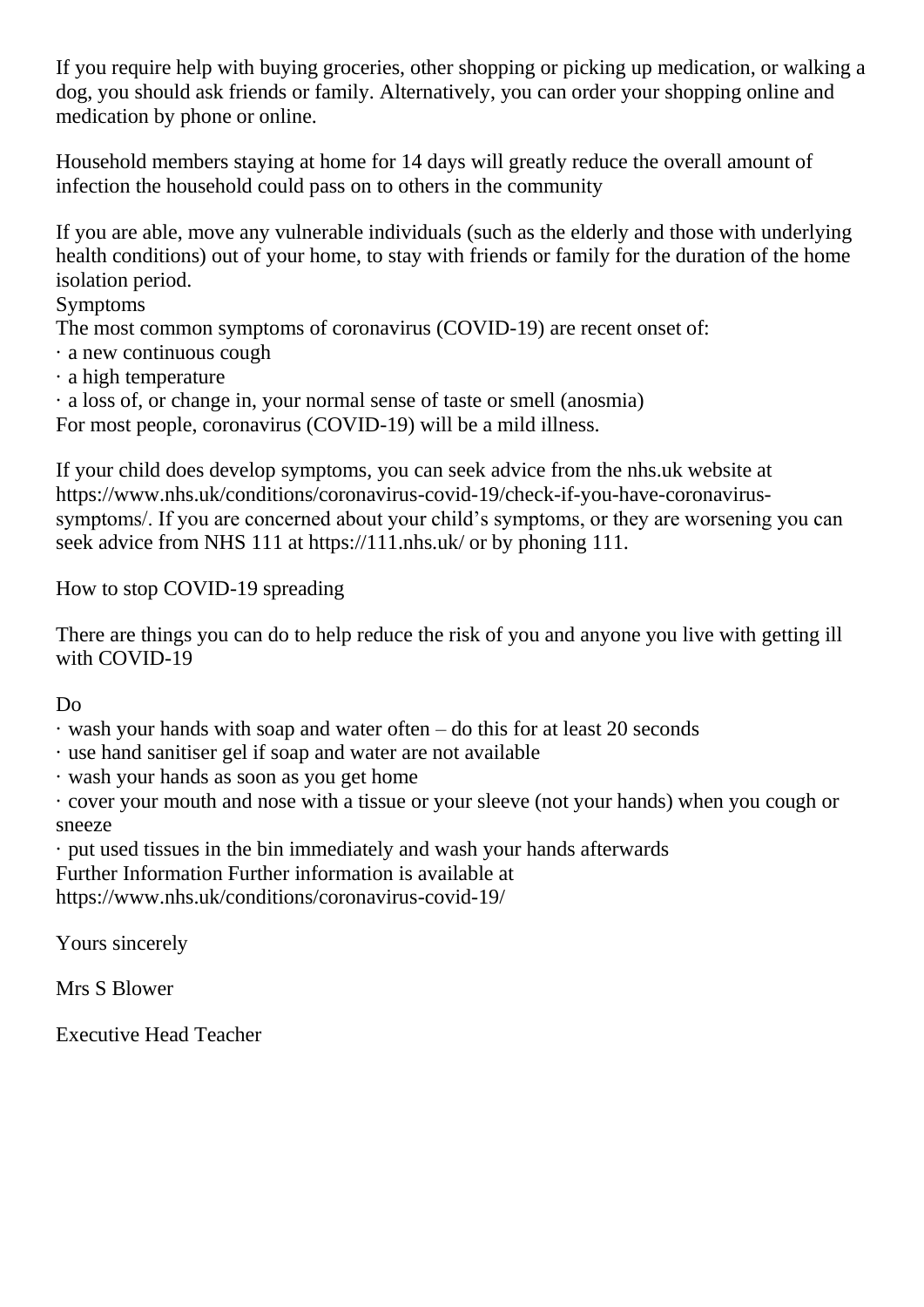If you require help with buying groceries, other shopping or picking up medication, or walking a dog, you should ask friends or family. Alternatively, you can order your shopping online and medication by phone or online.

Household members staying at home for 14 days will greatly reduce the overall amount of infection the household could pass on to others in the community

If you are able, move any vulnerable individuals (such as the elderly and those with underlying health conditions) out of your home, to stay with friends or family for the duration of the home isolation period.

Symptoms

The most common symptoms of coronavirus (COVID-19) are recent onset of:

· a new continuous cough
· a high temperature
· a loss of, or change in, your normal sense of taste or smell (anosmia)

For most people, coronavirus (COVID-19) will be a mild illness.

If your child does develop symptoms, you can seek advice from the nhs.uk website at https://www.nhs.uk/conditions/coronavirus-covid-19/check-if-you-have-coronavirus-symptoms/. If you are concerned about your child's symptoms, or they are worsening you can seek advice from NHS 111 at https://111.nhs.uk/ or by phoning 111.

How to stop COVID-19 spreading

There are things you can do to help reduce the risk of you and anyone you live with getting ill with COVID-19

Do

· wash your hands with soap and water often – do this for at least 20 seconds
· use hand sanitiser gel if soap and water are not available
· wash your hands as soon as you get home
· cover your mouth and nose with a tissue or your sleeve (not your hands) when you cough or sneeze
· put used tissues in the bin immediately and wash your hands afterwards

Further Information Further information is available at https://www.nhs.uk/conditions/coronavirus-covid-19/

Yours sincerely

Mrs S Blower

Executive Head Teacher